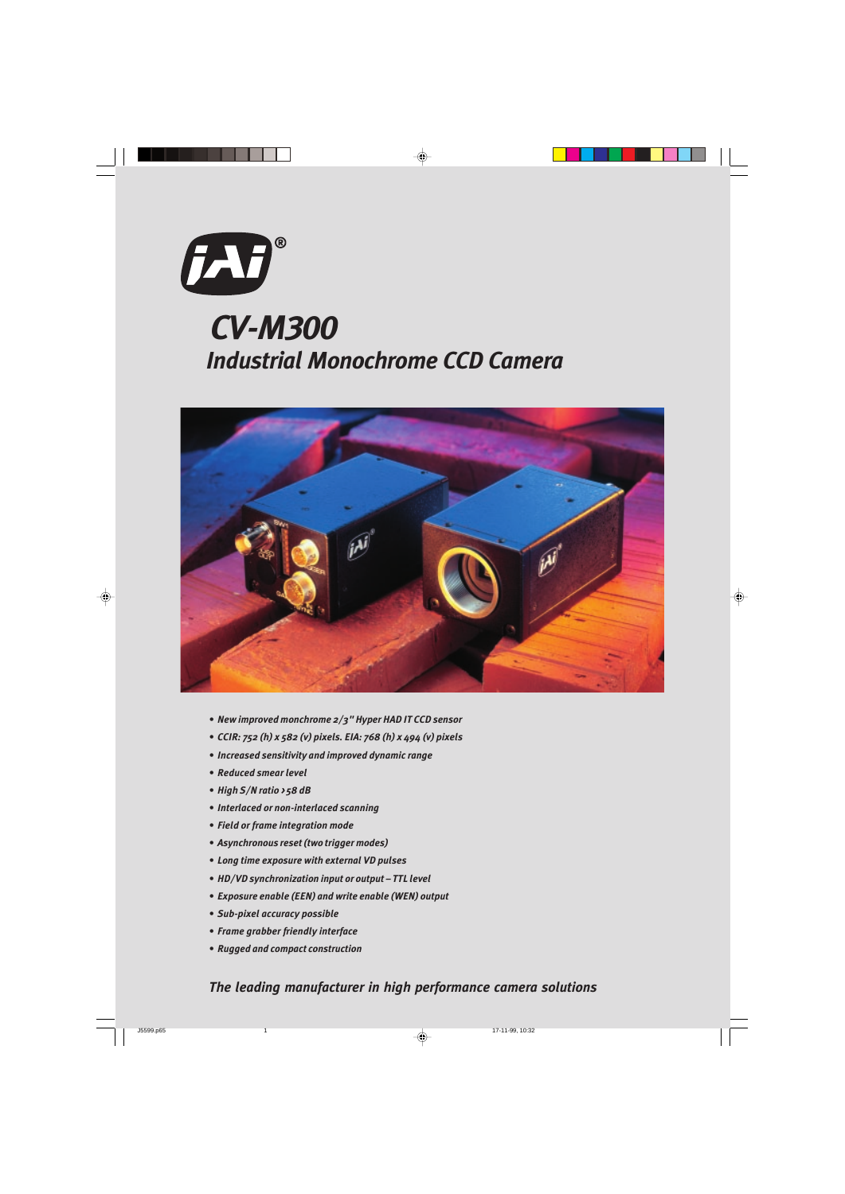# CV-M300

## Industrial Monochrome CCD Camera

- New improved monchrome 2/3" Hyper HAD IT CCD sensor
- CCIR: 752 (h) x 582 (v) pixels. EIA: 768 (h) x 494 (v) pixels
- Increased sensitivity and improved dynamic range
- Reduced smear level
- High S/N ratio >58 dB
- Interlaced or non-interlaced scanning
- Field or frame integration mode
- Asynchronous reset (two trigger modes)
- Long time exposure with external VD pulses
- HD/VD synchronization input or output – TTL level
- Exposure enable (EEN) and write enable (WEN) output
- Sub-pixel accuracy possible
- Frame grabber friendly interface
- Rugged and compact construction

***The leading manufacturer in high performance camera solutions***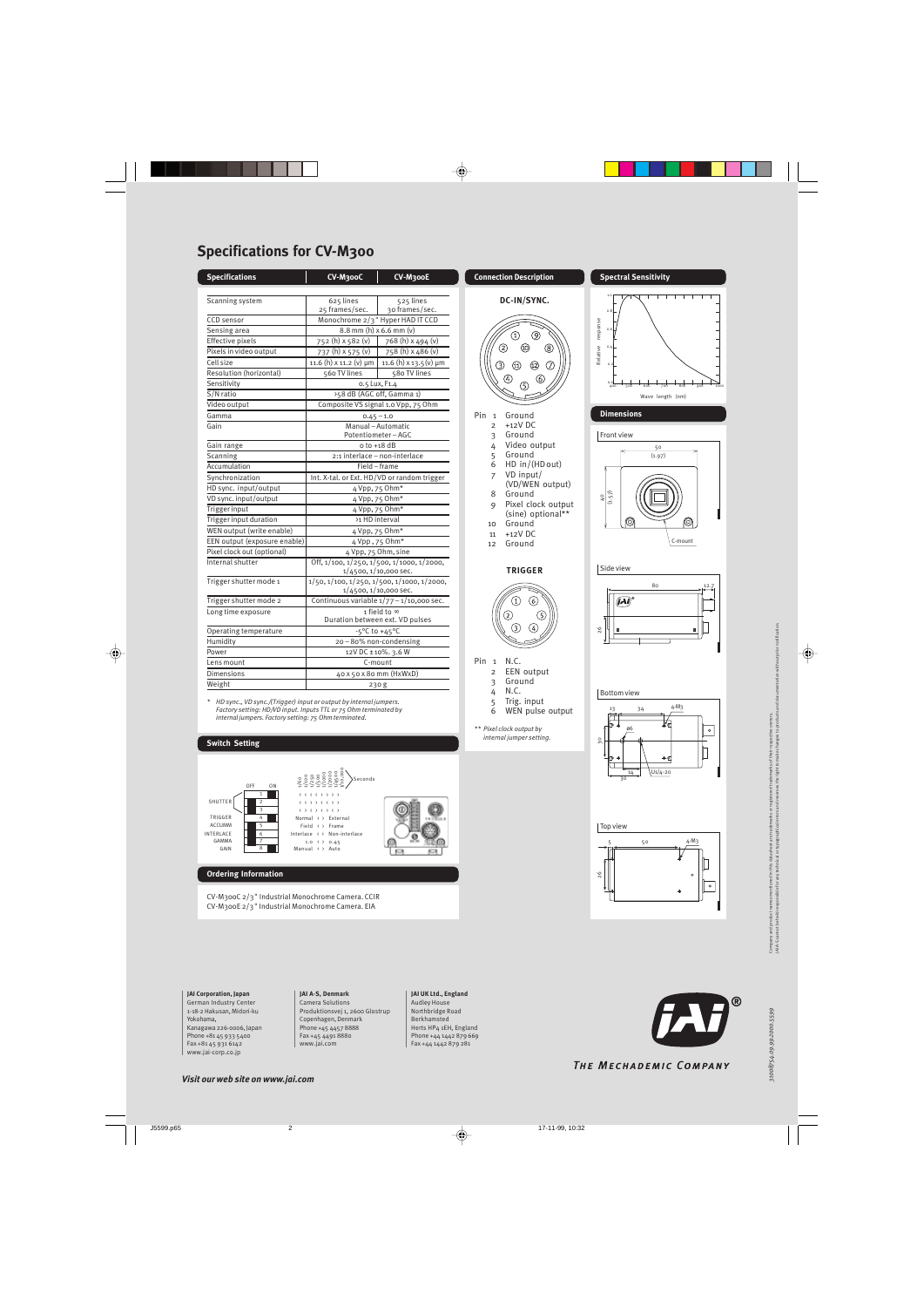# Specifications for CV-M300

| Specifications | CV-M300C | CV-M300E |
|---|---|---|
| Scanning system | 625 lines 25 frames/sec. | 525 lines 30 frames/sec. |
| CCD sensor | Monochrome 2/3" Hyper HAD IT CCD | |
| Sensing area | 8.8 mm (h) x 6.6 mm (v) | |
| Effective pixels | 752 (h) x 582 (v) | 768 (h) x 494 (v) |
| Pixels in video output | 737 (h) x 575 (v) | 758 (h) x 486 (v) |
| Cell size | 11.6 (h) x 11.2 (v) µm | 11.6 (h) x 13.5 (v) µm |
| Resolution (horizontal) | 560 TV lines | 580 TV lines |
| Sensitivity | 0.5 Lux, F1.4 | |
| S/N ratio | >58 dB (AGC off, Gamma 1) | |
| Video output | Composite VS signal 1.0 Vpp, 75 Ohm | |
| Gamma | 0.45 – 1.0 | |
| Gain | Manual – Automatic Potentiometer – AGC | |
| Gain range | 0 to +18 dB | |
| Scanning | 2:1 interlace – non-interlace | |
| Accumulation | Field – frame | |
| Synchronization | Int. X-tal. or Ext. HD/VD or random trigger | |
| HD sync. input/output | 4 Vpp, 75 Ohm* | |
| VD sync. input/output | 4 Vpp, 75 Ohm* | |
| Trigger input | 4 Vpp, 75 Ohm* | |
| Trigger input duration | >1 HD interval | |
| WEN output (write enable) | 4 Vpp, 75 Ohm* | |
| EEN output (exposure enable) | 4 Vpp , 75 Ohm* | |
| Pixel clock out (optional) | 4 Vpp, 75 Ohm, sine | |
| Internal shutter | Off, 1/100, 1/250, 1/500, 1/1000, 1/2000, 1/4500, 1/10,000 sec. | |
| Trigger shutter mode 1 | 1/50, 1/100, 1/250, 1/500, 1/1000, 1/2000, 1/4500, 1/10,000 sec. | |
| Trigger shutter mode 2 | Continuous variable 1/77 – 1/10,000 sec. | |
| Long time exposure | 1 field to ∞ Duration between ext. VD pulses | |
| Operating temperature | -5°C to +45°C | |
| Humidity | 20 – 80% non-condensing | |
| Power | 12V DC ±10%. 3.6 W | |
| Lens mount | C-mount | |
| Dimensions | 40 x 50 x 80 mm (HxWxD) | |
| Weight | 230 g | |

*\* HD sync., VD sync./(Trigger) input or output by internal jumpers. Factory setting: HD/VD input. Inputs TTL or 75 Ohm terminated by internal jumpers. Factory setting: 75 Ohm terminated.*

## Switch Setting

Seconds: 1/60, 1/100, 1/250, 1/500, 1/1000, 1/2000, 1/4500, 1/10,000

| Switch | Pin | Setting |
|---|---|---|
| SHUTTER | 1, 2, 3 | |
| TRIGGER | 4 | Normal ‹ › External |
| ACCUMM | 5 | Field ‹ › Frame |
| INTERLACE | 6 | Interlace ‹ › Non-interlace |
| GAMMA | 7 | 1.0 ‹ › 0.45 |
| GAIN | 8 | Manual ‹ › Auto |

OFF / ON

## Ordering Information

CV-M300C 2/3" Industrial Monochrome Camera. CCIR
CV-M300E 2/3" Industrial Monochrome Camera. EIA

## Connection Description

### DC-IN/SYNC.

| Pin | Signal |
|---|---|
| 1 | Ground |
| 2 | +12V DC |
| 3 | Ground |
| 4 | Video output |
| 5 | Ground |
| 6 | HD in/(HD out) |
| 7 | VD input/ (VD/WEN output) |
| 8 | Ground |
| 9 | Pixel clock output (sine) optional** |
| 10 | Ground |
| 11 | +12V DC |
| 12 | Ground |

### TRIGGER

| Pin | Signal |
|---|---|
| 1 | N.C. |
| 2 | EEN output |
| 3 | Ground |
| 4 | N.C. |
| 5 | Trig. input |
| 6 | WEN pulse output |

*\*\* Pixel clock output by internal jumper setting.*

## Spectral Sensitivity

Relative response

Wave length (nm)

## Dimensions

Front view

50 (1.97)

40 (1.57)

C-mount

Side view

80

12.7

26

Bottom view

13 34 4-M3

ø6

30

14 U1/4-20

30

Top view

5 50 4-M3

26

**JAI Corporation, Japan**
German Industry Center
1-18-2 Hakusan, Midori-ku
Yokohama,
Kanagawa 226-0006, Japan
Phone +81 45 933 5400
Fax +81 45 931 6142
www.jai-corp.co.jp

**JAI A-S, Denmark**
Camera Solutions
Produktionsvej 1, 2600 Glostrup
Copenhagen, Denmark
Phone +45 4457 8888
Fax +45 4491 8880
www.jai.com

**JAI UK Ltd., England**
Audley House
Northbridge Road
Berkhamsted
Herts HP4 1EH, England
Phone +44 1442 879 669
Fax +44 1442 879 281

*The Mechademic Company*

*Visit our web site on www.jai.com*

Company and product names mentioned in this datasheet are trademarks or registered trademarks of their respective owners. JAI A-S cannot be held responsible for any technical or typographical errors and reserves the right to make changes to products and documentation without prior notification.

31008734.09.99.2000.5599